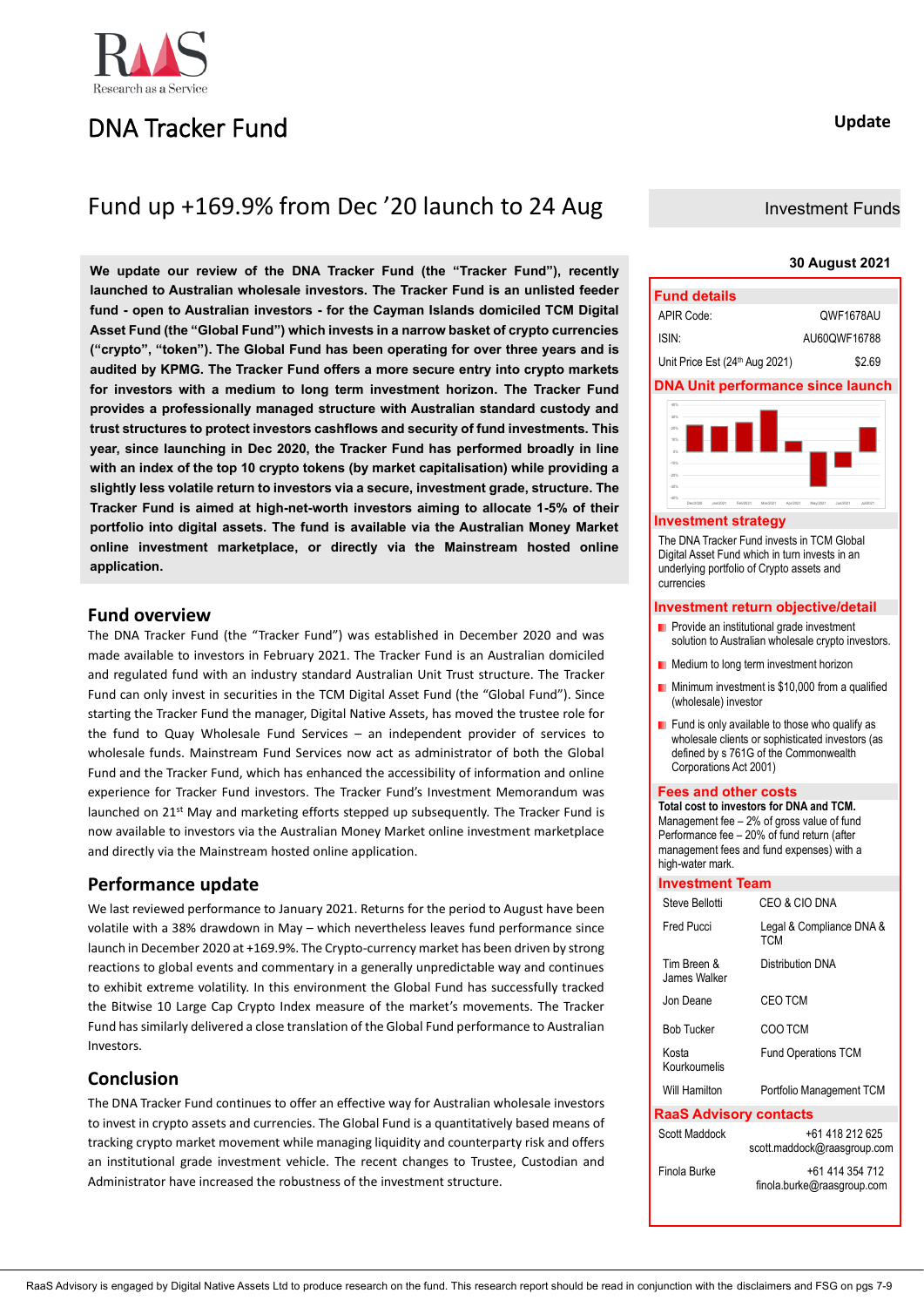RaaS
Research as a Service

# DNA Tracker Fund

**Update**

## Fund up +169.9% from Dec '20 launch to 24 Aug

Investment Funds

**30 August 2021**

**We update our review of the DNA Tracker Fund (the "Tracker Fund"), recently launched to Australian wholesale investors. The Tracker Fund is an unlisted feeder fund - open to Australian investors - for the Cayman Islands domiciled TCM Digital Asset Fund (the "Global Fund") which invests in a narrow basket of crypto currencies ("crypto", "token"). The Global Fund has been operating for over three years and is audited by KPMG. The Tracker Fund offers a more secure entry into crypto markets for investors with a medium to long term investment horizon. The Tracker Fund provides a professionally managed structure with Australian standard custody and trust structures to protect investors cashflows and security of fund investments. This year, since launching in Dec 2020, the Tracker Fund has performed broadly in line with an index of the top 10 crypto tokens (by market capitalisation) while providing a slightly less volatile return to investors via a secure, investment grade, structure. The Tracker Fund is aimed at high-net-worth investors aiming to allocate 1-5% of their portfolio into digital assets. The fund is available via the Australian Money Market online investment marketplace, or directly via the Mainstream hosted online application.**

## Fund overview

The DNA Tracker Fund (the "Tracker Fund") was established in December 2020 and was made available to investors in February 2021. The Tracker Fund is an Australian domiciled and regulated fund with an industry standard Australian Unit Trust structure. The Tracker Fund can only invest in securities in the TCM Digital Asset Fund (the "Global Fund"). Since starting the Tracker Fund the manager, Digital Native Assets, has moved the trustee role for the fund to Quay Wholesale Fund Services – an independent provider of services to wholesale funds. Mainstream Fund Services now act as administrator of both the Global Fund and the Tracker Fund, which has enhanced the accessibility of information and online experience for Tracker Fund investors. The Tracker Fund's Investment Memorandum was launched on 21st May and marketing efforts stepped up subsequently. The Tracker Fund is now available to investors via the Australian Money Market online investment marketplace and directly via the Mainstream hosted online application.

## Performance update

We last reviewed performance to January 2021. Returns for the period to August have been volatile with a 38% drawdown in May – which nevertheless leaves fund performance since launch in December 2020 at +169.9%. The Crypto-currency market has been driven by strong reactions to global events and commentary in a generally unpredictable way and continues to exhibit extreme volatility. In this environment the Global Fund has successfully tracked the Bitwise 10 Large Cap Crypto Index measure of the market's movements. The Tracker Fund has similarly delivered a close translation of the Global Fund performance to Australian Investors.

## Conclusion

The DNA Tracker Fund continues to offer an effective way for Australian wholesale investors to invest in crypto assets and currencies. The Global Fund is a quantitatively based means of tracking crypto market movement while managing liquidity and counterparty risk and offers an institutional grade investment vehicle. The recent changes to Trustee, Custodian and Administrator have increased the robustness of the investment structure.

### Fund details

| | |
|---|---|
| APIR Code: | QWF1678AU |
| ISIN: | AU60QWF16788 |
| Unit Price Est (24th Aug 2021) | $2.69 |

### DNA Unit performance since launch

### Investment strategy

The DNA Tracker Fund invests in TCM Global Digital Asset Fund which in turn invests in an underlying portfolio of Crypto assets and currencies

### Investment return objective/detail

- Provide an institutional grade investment solution to Australian wholesale crypto investors.
- Medium to long term investment horizon
- Minimum investment is $10,000 from a qualified (wholesale) investor
- Fund is only available to those who qualify as wholesale clients or sophisticated investors (as defined by s 761G of the Commonwealth Corporations Act 2001)

### Fees and other costs

**Total cost to investors for DNA and TCM.**
Management fee – 2% of gross value of fund
Performance fee – 20% of fund return (after management fees and fund expenses) with a high-water mark.

### Investment Team

| | |
|---|---|
| Steve Bellotti | CEO & CIO DNA |
| Fred Pucci | Legal & Compliance DNA & TCM |
| Tim Breen & James Walker | Distribution DNA |
| Jon Deane | CEO TCM |
| Bob Tucker | COO TCM |
| Kosta Kourkoumelis | Fund Operations TCM |
| Will Hamilton | Portfolio Management TCM |

### RaaS Advisory contacts

| | |
|---|---|
| Scott Maddock | +61 418 212 625 scott.maddock@raasgroup.com |
| Finola Burke | +61 414 354 712 finola.burke@raasgroup.com |

RaaS Advisory is engaged by Digital Native Assets Ltd to produce research on the fund. This research report should be read in conjunction with the disclaimers and FSG on pgs 7-9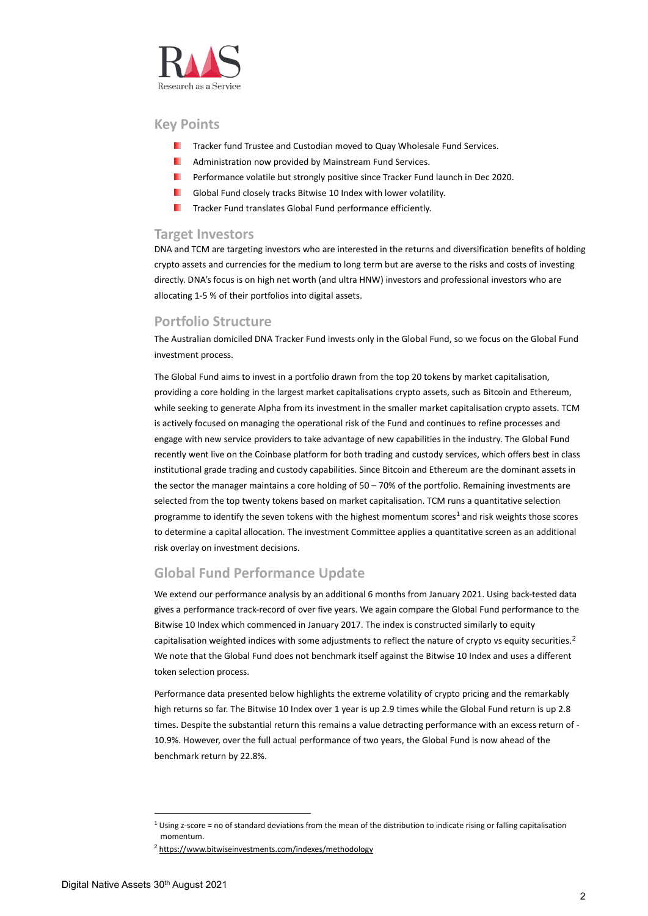## Key Points

- Tracker fund Trustee and Custodian moved to Quay Wholesale Fund Services.
- Administration now provided by Mainstream Fund Services.
- Performance volatile but strongly positive since Tracker Fund launch in Dec 2020.
- Global Fund closely tracks Bitwise 10 Index with lower volatility.
- Tracker Fund translates Global Fund performance efficiently.

## Target Investors

DNA and TCM are targeting investors who are interested in the returns and diversification benefits of holding crypto assets and currencies for the medium to long term but are averse to the risks and costs of investing directly. DNA's focus is on high net worth (and ultra HNW) investors and professional investors who are allocating 1-5 % of their portfolios into digital assets.

## Portfolio Structure

The Australian domiciled DNA Tracker Fund invests only in the Global Fund, so we focus on the Global Fund investment process.

The Global Fund aims to invest in a portfolio drawn from the top 20 tokens by market capitalisation, providing a core holding in the largest market capitalisations crypto assets, such as Bitcoin and Ethereum, while seeking to generate Alpha from its investment in the smaller market capitalisation crypto assets. TCM is actively focused on managing the operational risk of the Fund and continues to refine processes and engage with new service providers to take advantage of new capabilities in the industry. The Global Fund recently went live on the Coinbase platform for both trading and custody services, which offers best in class institutional grade trading and custody capabilities. Since Bitcoin and Ethereum are the dominant assets in the sector the manager maintains a core holding of 50 – 70% of the portfolio. Remaining investments are selected from the top twenty tokens based on market capitalisation. TCM runs a quantitative selection programme to identify the seven tokens with the highest momentum scores[1] and risk weights those scores to determine a capital allocation. The investment Committee applies a quantitative screen as an additional risk overlay on investment decisions.

## Global Fund Performance Update

We extend our performance analysis by an additional 6 months from January 2021. Using back-tested data gives a performance track-record of over five years. We again compare the Global Fund performance to the Bitwise 10 Index which commenced in January 2017. The index is constructed similarly to equity capitalisation weighted indices with some adjustments to reflect the nature of crypto vs equity securities.[2] We note that the Global Fund does not benchmark itself against the Bitwise 10 Index and uses a different token selection process.

Performance data presented below highlights the extreme volatility of crypto pricing and the remarkably high returns so far. The Bitwise 10 Index over 1 year is up 2.9 times while the Global Fund return is up 2.8 times. Despite the substantial return this remains a value detracting performance with an excess return of -10.9%. However, over the full actual performance of two years, the Global Fund is now ahead of the benchmark return by 22.8%.

---

[1] Using z-score = no of standard deviations from the mean of the distribution to indicate rising or falling capitalisation momentum.

[2] https://www.bitwiseinvestments.com/indexes/methodology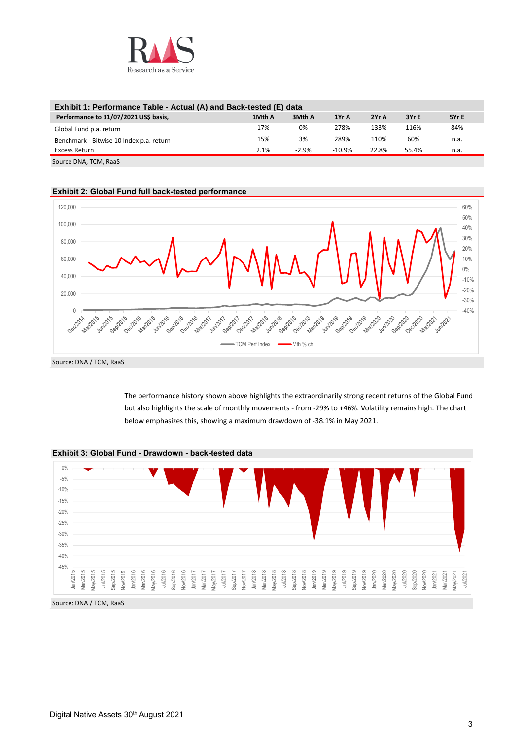**Exhibit 1: Performance Table - Actual (A) and Back-tested (E) data**

| Performance to 31/07/2021 US$ basis, | 1Mth A | 3Mth A | 1Yr A | 2Yr A | 3Yr E | 5Yr E |
|---|---|---|---|---|---|---|
| Global Fund p.a. return | 17% | 0% | 278% | 133% | 116% | 84% |
| Benchmark - Bitwise 10 Index p.a. return | 15% | 3% | 289% | 110% | 60% | n.a. |
| Excess Return | 2.1% | -2.9% | -10.9% | 22.8% | 55.4% | n.a. |

Source DNA, TCM, RaaS

**Exhibit 2: Global Fund full back-tested performance**

Source: DNA / TCM, RaaS

The performance history shown above highlights the extraordinarily strong recent returns of the Global Fund but also highlights the scale of monthly movements - from -29% to +46%. Volatility remains high. The chart below emphasizes this, showing a maximum drawdown of -38.1% in May 2021.

**Exhibit 3: Global Fund - Drawdown - back-tested data**

Source: DNA / TCM, RaaS

Digital Native Assets 30th August 2021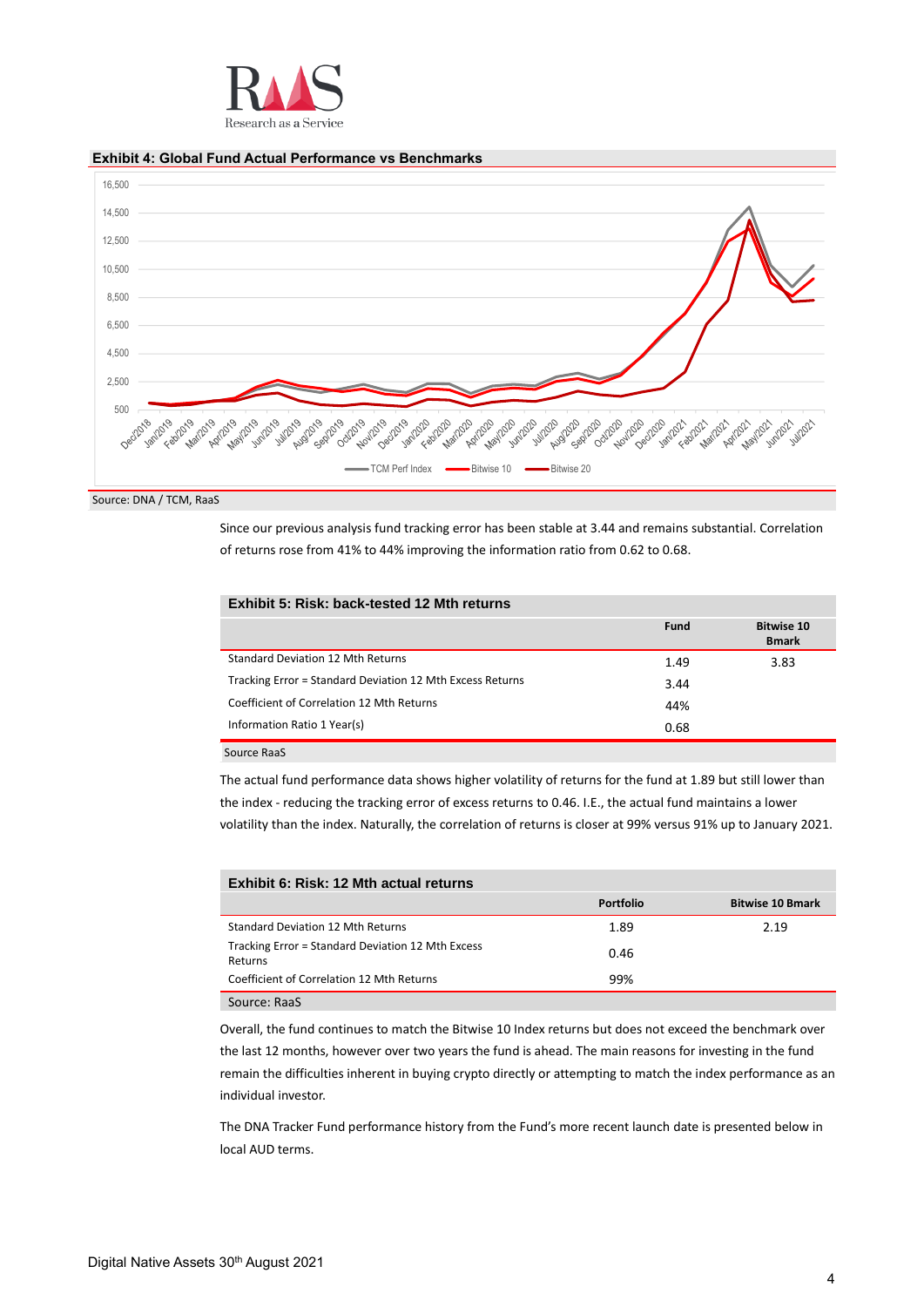**Exhibit 4: Global Fund Actual Performance vs Benchmarks**

Source: DNA / TCM, RaaS

Since our previous analysis fund tracking error has been stable at 3.44 and remains substantial. Correlation of returns rose from 41% to 44% improving the information ratio from 0.62 to 0.68.

**Exhibit 5: Risk: back-tested 12 Mth returns**

| | Fund | Bitwise 10 Bmark |
|---|---|---|
| Standard Deviation 12 Mth Returns | 1.49 | 3.83 |
| Tracking Error = Standard Deviation 12 Mth Excess Returns | 3.44 | |
| Coefficient of Correlation 12 Mth Returns | 44% | |
| Information Ratio 1 Year(s) | 0.68 | |

Source RaaS

The actual fund performance data shows higher volatility of returns for the fund at 1.89 but still lower than the index - reducing the tracking error of excess returns to 0.46. I.E., the actual fund maintains a lower volatility than the index. Naturally, the correlation of returns is closer at 99% versus 91% up to January 2021.

**Exhibit 6: Risk: 12 Mth actual returns**

| | Portfolio | Bitwise 10 Bmark |
|---|---|---|
| Standard Deviation 12 Mth Returns | 1.89 | 2.19 |
| Tracking Error = Standard Deviation 12 Mth Excess Returns | 0.46 | |
| Coefficient of Correlation 12 Mth Returns | 99% | |

Source: RaaS

Overall, the fund continues to match the Bitwise 10 Index returns but does not exceed the benchmark over the last 12 months, however over two years the fund is ahead. The main reasons for investing in the fund remain the difficulties inherent in buying crypto directly or attempting to match the index performance as an individual investor.

The DNA Tracker Fund performance history from the Fund's more recent launch date is presented below in local AUD terms.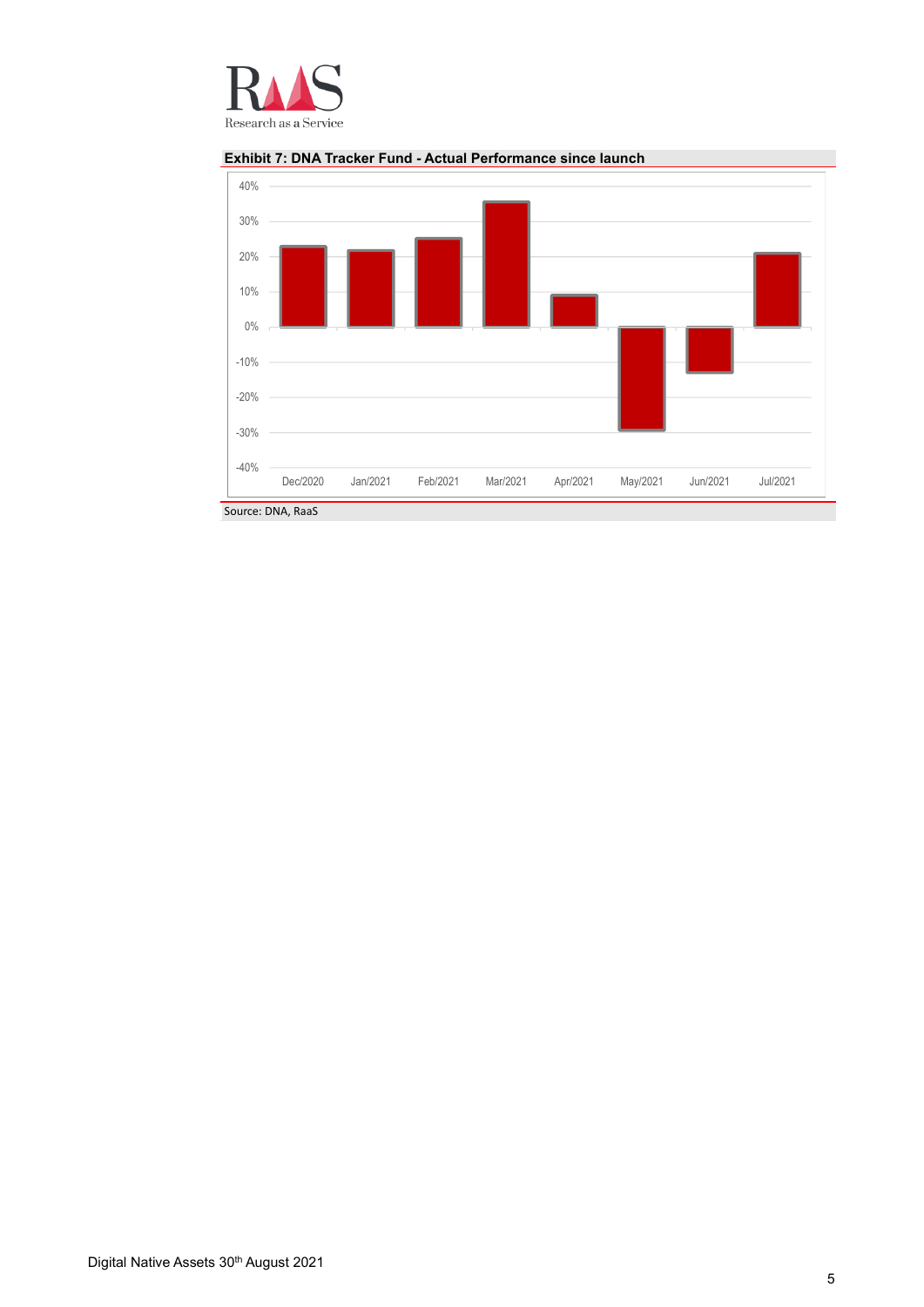**Exhibit 7: DNA Tracker Fund - Actual Performance since launch**

Source: DNA, RaaS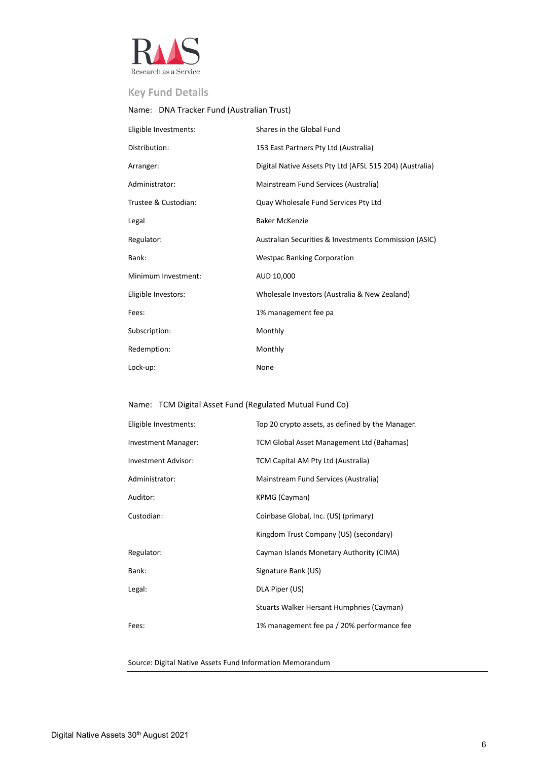## Key Fund Details

Name: DNA Tracker Fund (Australian Trust)

| | |
|---|---|
| Eligible Investments: | Shares in the Global Fund |
| Distribution: | 153 East Partners Pty Ltd (Australia) |
| Arranger: | Digital Native Assets Pty Ltd (AFSL 515 204) (Australia) |
| Administrator: | Mainstream Fund Services (Australia) |
| Trustee & Custodian: | Quay Wholesale Fund Services Pty Ltd |
| Legal | Baker McKenzie |
| Regulator: | Australian Securities & Investments Commission (ASIC) |
| Bank: | Westpac Banking Corporation |
| Minimum Investment: | AUD 10,000 |
| Eligible Investors: | Wholesale Investors (Australia & New Zealand) |
| Fees: | 1% management fee pa |
| Subscription: | Monthly |
| Redemption: | Monthly |
| Lock-up: | None |

Name: TCM Digital Asset Fund (Regulated Mutual Fund Co)

| | |
|---|---|
| Eligible Investments: | Top 20 crypto assets, as defined by the Manager. |
| Investment Manager: | TCM Global Asset Management Ltd (Bahamas) |
| Investment Advisor: | TCM Capital AM Pty Ltd (Australia) |
| Administrator: | Mainstream Fund Services (Australia) |
| Auditor: | KPMG (Cayman) |
| Custodian: | Coinbase Global, Inc. (US) (primary) |
| | Kingdom Trust Company (US) (secondary) |
| Regulator: | Cayman Islands Monetary Authority (CIMA) |
| Bank: | Signature Bank (US) |
| Legal: | DLA Piper (US) |
| | Stuarts Walker Hersant Humphries (Cayman) |
| Fees: | 1% management fee pa / 20% performance fee |

Source: Digital Native Assets Fund Information Memorandum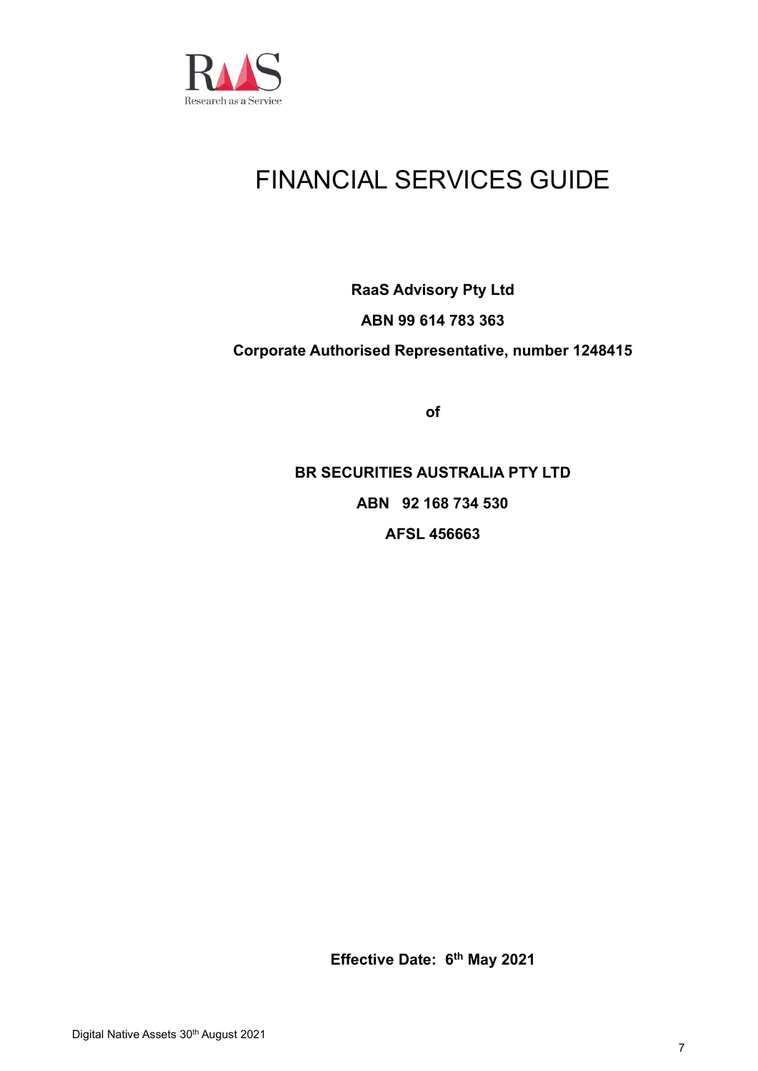# FINANCIAL SERVICES GUIDE

**RaaS Advisory Pty Ltd**

**ABN 99 614 783 363**

**Corporate Authorised Representative, number 1248415**

**of**

**BR SECURITIES AUSTRALIA PTY LTD**

**ABN 92 168 734 530**

**AFSL 456663**

**Effective Date: 6th May 2021**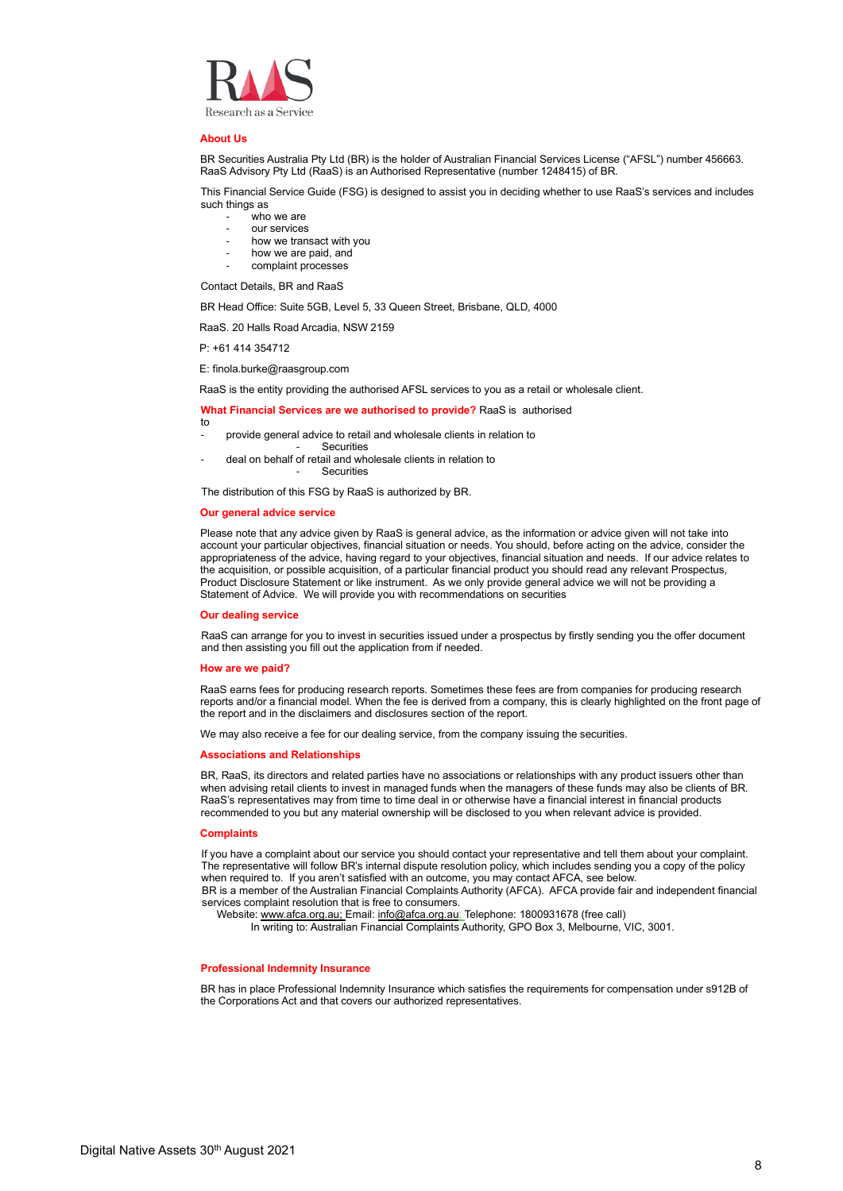RAAS
Research as a Service

## About Us

BR Securities Australia Pty Ltd (BR) is the holder of Australian Financial Services License ("AFSL") number 456663. RaaS Advisory Pty Ltd (RaaS) is an Authorised Representative (number 1248415) of BR.

This Financial Service Guide (FSG) is designed to assist you in deciding whether to use RaaS's services and includes such things as

- who we are
- our services
- how we transact with you
- how we are paid, and
- complaint processes

Contact Details, BR and RaaS

BR Head Office: Suite 5GB, Level 5, 33 Queen Street, Brisbane, QLD, 4000

RaaS. 20 Halls Road Arcadia, NSW 2159

P: +61 414 354712

E: finola.burke@raasgroup.com

RaaS is the entity providing the authorised AFSL services to you as a retail or wholesale client.

**What Financial Services are we authorised to provide?** RaaS is authorised to

- provide general advice to retail and wholesale clients in relation to
  - Securities
- deal on behalf of retail and wholesale clients in relation to
  - Securities

The distribution of this FSG by RaaS is authorized by BR.

## Our general advice service

Please note that any advice given by RaaS is general advice, as the information or advice given will not take into account your particular objectives, financial situation or needs. You should, before acting on the advice, consider the appropriateness of the advice, having regard to your objectives, financial situation and needs. If our advice relates to the acquisition, or possible acquisition, of a particular financial product you should read any relevant Prospectus, Product Disclosure Statement or like instrument. As we only provide general advice we will not be providing a Statement of Advice. We will provide you with recommendations on securities

## Our dealing service

RaaS can arrange for you to invest in securities issued under a prospectus by firstly sending you the offer document and then assisting you fill out the application from if needed.

## How are we paid?

RaaS earns fees for producing research reports. Sometimes these fees are from companies for producing research reports and/or a financial model. When the fee is derived from a company, this is clearly highlighted on the front page of the report and in the disclaimers and disclosures section of the report.

We may also receive a fee for our dealing service, from the company issuing the securities.

## Associations and Relationships

BR, RaaS, its directors and related parties have no associations or relationships with any product issuers other than when advising retail clients to invest in managed funds when the managers of these funds may also be clients of BR. RaaS's representatives may from time to time deal in or otherwise have a financial interest in financial products recommended to you but any material ownership will be disclosed to you when relevant advice is provided.

## Complaints

If you have a complaint about our service you should contact your representative and tell them about your complaint. The representative will follow BR's internal dispute resolution policy, which includes sending you a copy of the policy when required to. If you aren't satisfied with an outcome, you may contact AFCA, see below.
BR is a member of the Australian Financial Complaints Authority (AFCA). AFCA provide fair and independent financial services complaint resolution that is free to consumers.
Website: www.afca.org.au; Email: info@afca.org.au; Telephone: 1800931678 (free call)
In writing to: Australian Financial Complaints Authority, GPO Box 3, Melbourne, VIC, 3001.

## Professional Indemnity Insurance

BR has in place Professional Indemnity Insurance which satisfies the requirements for compensation under s912B of the Corporations Act and that covers our authorized representatives.

Digital Native Assets 30th August 2021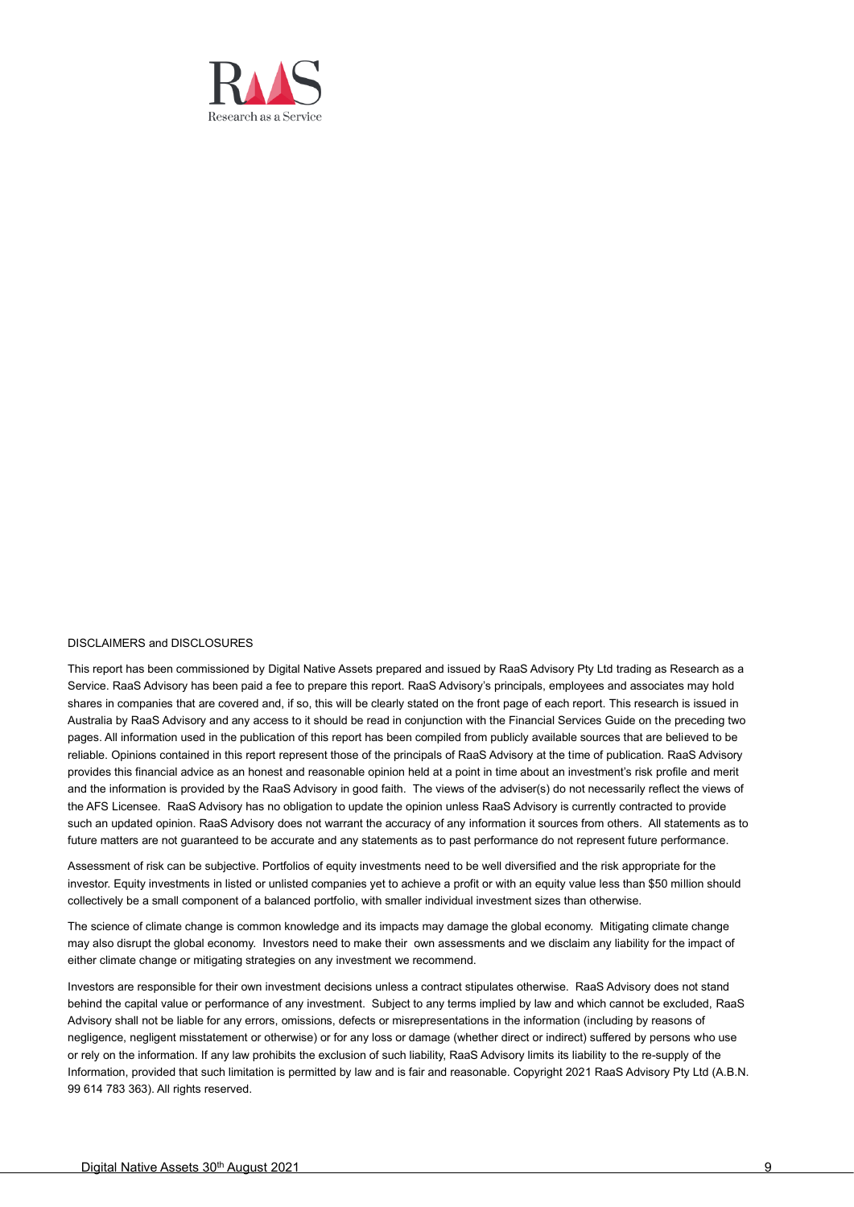DISCLAIMERS and DISCLOSURES

This report has been commissioned by Digital Native Assets prepared and issued by RaaS Advisory Pty Ltd trading as Research as a Service. RaaS Advisory has been paid a fee to prepare this report. RaaS Advisory's principals, employees and associates may hold shares in companies that are covered and, if so, this will be clearly stated on the front page of each report. This research is issued in Australia by RaaS Advisory and any access to it should be read in conjunction with the Financial Services Guide on the preceding two pages. All information used in the publication of this report has been compiled from publicly available sources that are believed to be reliable. Opinions contained in this report represent those of the principals of RaaS Advisory at the time of publication. RaaS Advisory provides this financial advice as an honest and reasonable opinion held at a point in time about an investment's risk profile and merit and the information is provided by the RaaS Advisory in good faith. The views of the adviser(s) do not necessarily reflect the views of the AFS Licensee. RaaS Advisory has no obligation to update the opinion unless RaaS Advisory is currently contracted to provide such an updated opinion. RaaS Advisory does not warrant the accuracy of any information it sources from others. All statements as to future matters are not guaranteed to be accurate and any statements as to past performance do not represent future performance.

Assessment of risk can be subjective. Portfolios of equity investments need to be well diversified and the risk appropriate for the investor. Equity investments in listed or unlisted companies yet to achieve a profit or with an equity value less than $50 million should collectively be a small component of a balanced portfolio, with smaller individual investment sizes than otherwise.

The science of climate change is common knowledge and its impacts may damage the global economy. Mitigating climate change may also disrupt the global economy. Investors need to make their own assessments and we disclaim any liability for the impact of either climate change or mitigating strategies on any investment we recommend.

Investors are responsible for their own investment decisions unless a contract stipulates otherwise. RaaS Advisory does not stand behind the capital value or performance of any investment. Subject to any terms implied by law and which cannot be excluded, RaaS Advisory shall not be liable for any errors, omissions, defects or misrepresentations in the information (including by reasons of negligence, negligent misstatement or otherwise) or for any loss or damage (whether direct or indirect) suffered by persons who use or rely on the information. If any law prohibits the exclusion of such liability, RaaS Advisory limits its liability to the re-supply of the Information, provided that such limitation is permitted by law and is fair and reasonable. Copyright 2021 RaaS Advisory Pty Ltd (A.B.N. 99 614 783 363). All rights reserved.